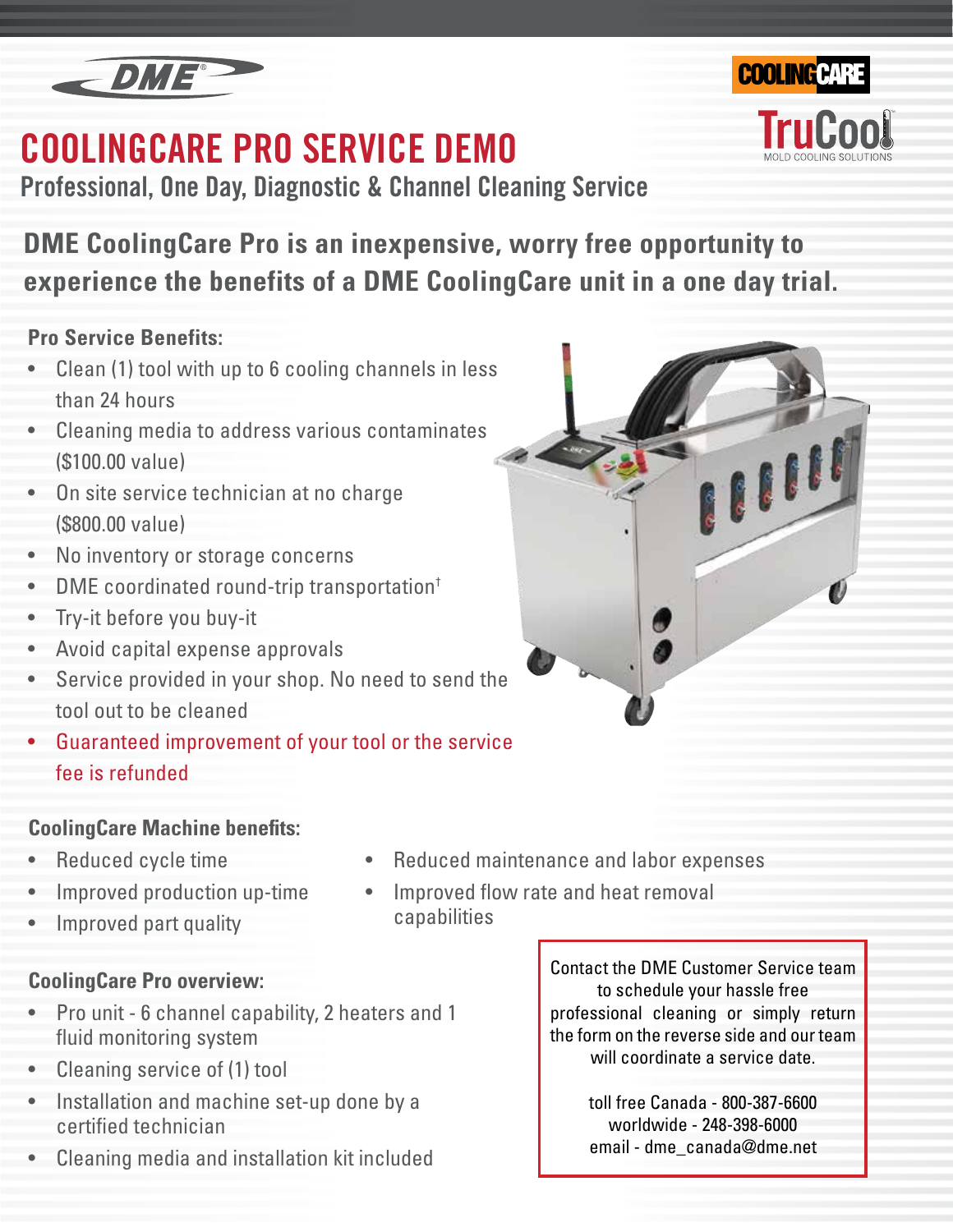# COOLINGCARE PRO SERVICE DEMO

## Professional, One Day, Diagnostic & Channel Cleaning Service

**DME CoolingCare Pro is an inexpensive, worry free opportunity to experience the benefits of a DME CoolingCare unit in a one day trial.**

**Pro Service Benefits:**

- Clean (1) tool with up to 6 cooling channels in less than 24 hours
- Cleaning media to address various contaminates ($100.00 value)
- On site service technician at no charge ($800.00 value)
- No inventory or storage concerns
- DME coordinated round-trip transportation†
- Try-it before you buy-it
- Avoid capital expense approvals
- Service provided in your shop. No need to send the tool out to be cleaned
- Guaranteed improvement of your tool or the service fee is refunded

**CoolingCare Machine benefits:**

- Reduced cycle time
- Improved production up-time
- Improved part quality
- Reduced maintenance and labor expenses
- Improved flow rate and heat removal capabilities

**CoolingCare Pro overview:**

- Pro unit - 6 channel capability, 2 heaters and 1 fluid monitoring system
- Cleaning service of (1) tool
- Installation and machine set-up done by a certified technician
- Cleaning media and installation kit included

Contact the DME Customer Service team to schedule your hassle free professional cleaning or simply return the form on the reverse side and our team will coordinate a service date.

toll free Canada - 800-387-6600
worldwide - 248-398-6000
email - dme_canada@dme.net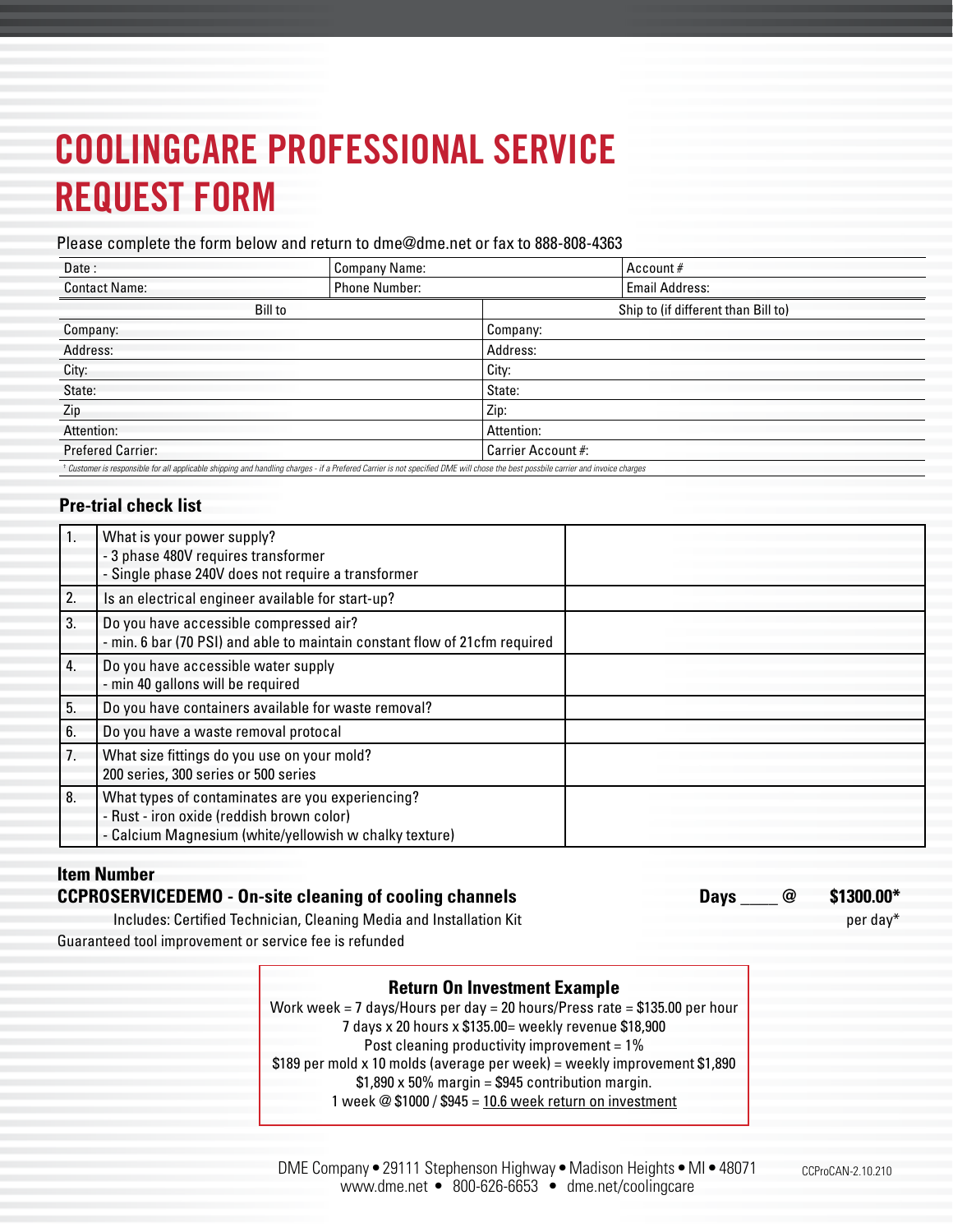# COOLINGCARE PROFESSIONAL SERVICE REQUEST FORM

Please complete the form below and return to dme@dme.net or fax to 888-808-4363

| | | |
|---|---|---|
| Date : | Company Name: | Account # |
| Contact Name: | Phone Number: | Email Address: |

| Bill to | Ship to (if different than Bill to) |
|---|---|
| Company: | Company: |
| Address: | Address: |
| City: | City: |
| State: | State: |
| Zip | Zip: |
| Attention: | Attention: |
| Prefered Carrier: | Carrier Account #: |

*[1] Customer is responsible for all applicable shipping and handling charges - if a Prefered Carrier is not specified DME will chose the best possbile carrier and invoice charges*

## Pre-trial check list

| | | |
|---|---|---|
| 1. | What is your power supply?<br>- 3 phase 480V requires transformer<br>- Single phase 240V does not require a transformer | |
| 2. | Is an electrical engineer available for start-up? | |
| 3. | Do you have accessible compressed air?<br>- min. 6 bar (70 PSI) and able to maintain constant flow of 21cfm required | |
| 4. | Do you have accessible water supply<br>- min 40 gallons will be required | |
| 5. | Do you have containers available for waste removal? | |
| 6. | Do you have a waste removal protocal | |
| 7. | What size fittings do you use on your mold?<br>200 series, 300 series or 500 series | |
| 8. | What types of contaminates are you experiencing?<br>- Rust - iron oxide (reddish brown color)<br>- Calcium Magnesium (white/yellowish w chalky texture) | |

**Item Number**

**CCPROSERVICEDEMO - On-site cleaning of cooling channels** **Days \_\_\_\_ @ $1300.00*** per day*

Includes: Certified Technician, Cleaning Media and Installation Kit

Guaranteed tool improvement or service fee is refunded

**Return On Investment Example**

Work week = 7 days/Hours per day = 20 hours/Press rate = $135.00 per hour

7 days x 20 hours x $135.00= weekly revenue $18,900

Post cleaning productivity improvement = 1%

$189 per mold x 10 molds (average per week) = weekly improvement $1,890

$1,890 x 50% margin = $945 contribution margin.

1 week @ $1000 / $945 = 10.6 week return on investment

DME Company • 29111 Stephenson Highway • Madison Heights • MI • 48071
www.dme.net • 800-626-6653 • dme.net/coolingcare

CCProCAN-2.10.210